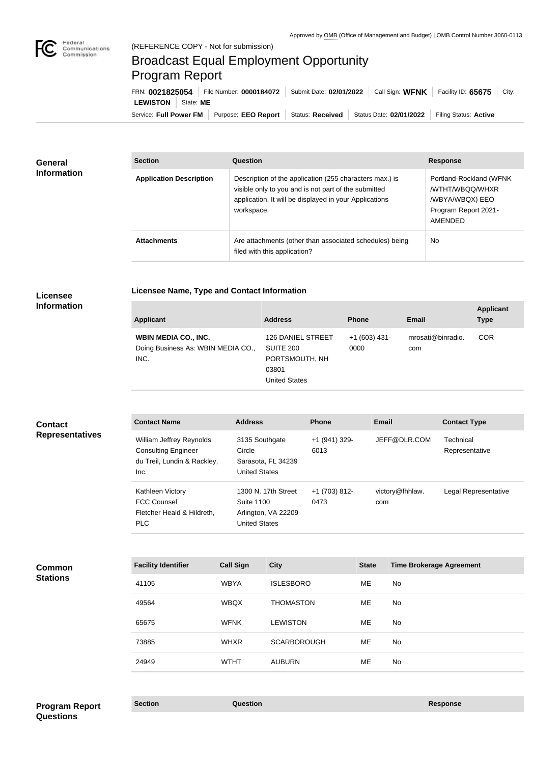Approved by OMB (Office of Management and Budget) | OMB Control Number 3060-0113

(REFERENCE COPY - Not for submission)

# Broadcast Equal Employment Opportunity Program Report

FRN: **0021825054** | File Number: **0000184072** | Submit Date: **02/01/2022** | Call Sign: **WFNK** | Facility ID: **65675** | City: **LEWISTON** | State: **ME**

Service: **Full Power FM** | Purpose: **EEO Report** | Status: **Received** | Status Date: **02/01/2022** | Filing Status: **Active**

## General Information

| Section | Question | Response |
| --- | --- | --- |
| **Application Description** | Description of the application (255 characters max.) is visible only to you and is not part of the submitted application. It will be displayed in your Applications workspace. | Portland-Rockland (WFNK/WTHT/WBQQ/WHXR/WBYA/WBQX) EEO Program Report 2021-AMENDED |
| **Attachments** | Are attachments (other than associated schedules) being filed with this application? | No |

## Licensee Information

### Licensee Name, Type and Contact Information

| Applicant | Address | Phone | Email | Applicant Type |
| --- | --- | --- | --- | --- |
| **WBIN MEDIA CO., INC.** Doing Business As: WBIN MEDIA CO., INC. | 126 DANIEL STREET SUITE 200 PORTSMOUTH, NH 03801 United States | +1 (603) 431-0000 | mrosati@binradio.com | COR |

## Contact Representatives

| Contact Name | Address | Phone | Email | Contact Type |
| --- | --- | --- | --- | --- |
| William Jeffrey Reynolds Consulting Engineer du Treil, Lundin & Rackley, Inc. | 3135 Southgate Circle Sarasota, FL 34239 United States | +1 (941) 329-6013 | JEFF@DLR.COM | Technical Representative |
| Kathleen Victory FCC Counsel Fletcher Heald & Hildreth, PLC | 1300 N. 17th Street Suite 1100 Arlington, VA 22209 United States | +1 (703) 812-0473 | victory@fhhlaw.com | Legal Representative |

## Common Stations

| Facility Identifier | Call Sign | City | State | Time Brokerage Agreement |
| --- | --- | --- | --- | --- |
| 41105 | WBYA | ISLESBORO | ME | No |
| 49564 | WBQX | THOMASTON | ME | No |
| 65675 | WFNK | LEWISTON | ME | No |
| 73885 | WHXR | SCARBOROUGH | ME | No |
| 24949 | WTHT | AUBURN | ME | No |

## Program Report Questions

| Section | Question | Response |
| --- | --- | --- |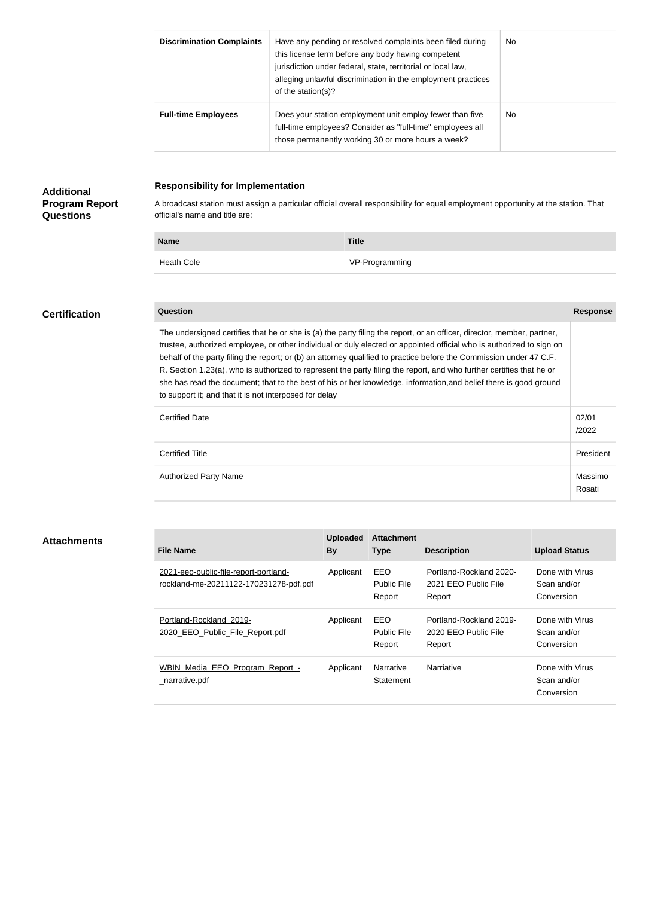| | | |
|---|---|---|
| **Discrimination Complaints** | Have any pending or resolved complaints been filed during this license term before any body having competent jurisdiction under federal, state, territorial or local law, alleging unlawful discrimination in the employment practices of the station(s)? | No |
| **Full-time Employees** | Does your station employment unit employ fewer than five full-time employees? Consider as "full-time" employees all those permanently working 30 or more hours a week? | No |

## Additional Program Report Questions

### Responsibility for Implementation

A broadcast station must assign a particular official overall responsibility for equal employment opportunity at the station. That official's name and title are:

| Name | Title |
|---|---|
| Heath Cole | VP-Programming |

## Certification

| Question | Response |
|---|---|
| The undersigned certifies that he or she is (a) the party filing the report, or an officer, director, member, partner, trustee, authorized employee, or other individual or duly elected or appointed official who is authorized to sign on behalf of the party filing the report; or (b) an attorney qualified to practice before the Commission under 47 C.F. R. Section 1.23(a), who is authorized to represent the party filing the report, and who further certifies that he or she has read the document; that to the best of his or her knowledge, information,and belief there is good ground to support it; and that it is not interposed for delay | |
| Certified Date | 02/01/2022 |
| Certified Title | President |
| Authorized Party Name | Massimo Rosati |

## Attachments

| File Name | Uploaded By | Attachment Type | Description | Upload Status |
|---|---|---|---|---|
| 2021-eeo-public-file-report-portland-rockland-me-20211122-170231278-pdf.pdf | Applicant | EEO Public File Report | Portland-Rockland 2020-2021 EEO Public File Report | Done with Virus Scan and/or Conversion |
| Portland-Rockland_2019-2020_EEO_Public_File_Report.pdf | Applicant | EEO Public File Report | Portland-Rockland 2019-2020 EEO Public File Report | Done with Virus Scan and/or Conversion |
| WBIN_Media_EEO_Program_Report_-_narrative.pdf | Applicant | Narrative Statement | Narriative | Done with Virus Scan and/or Conversion |